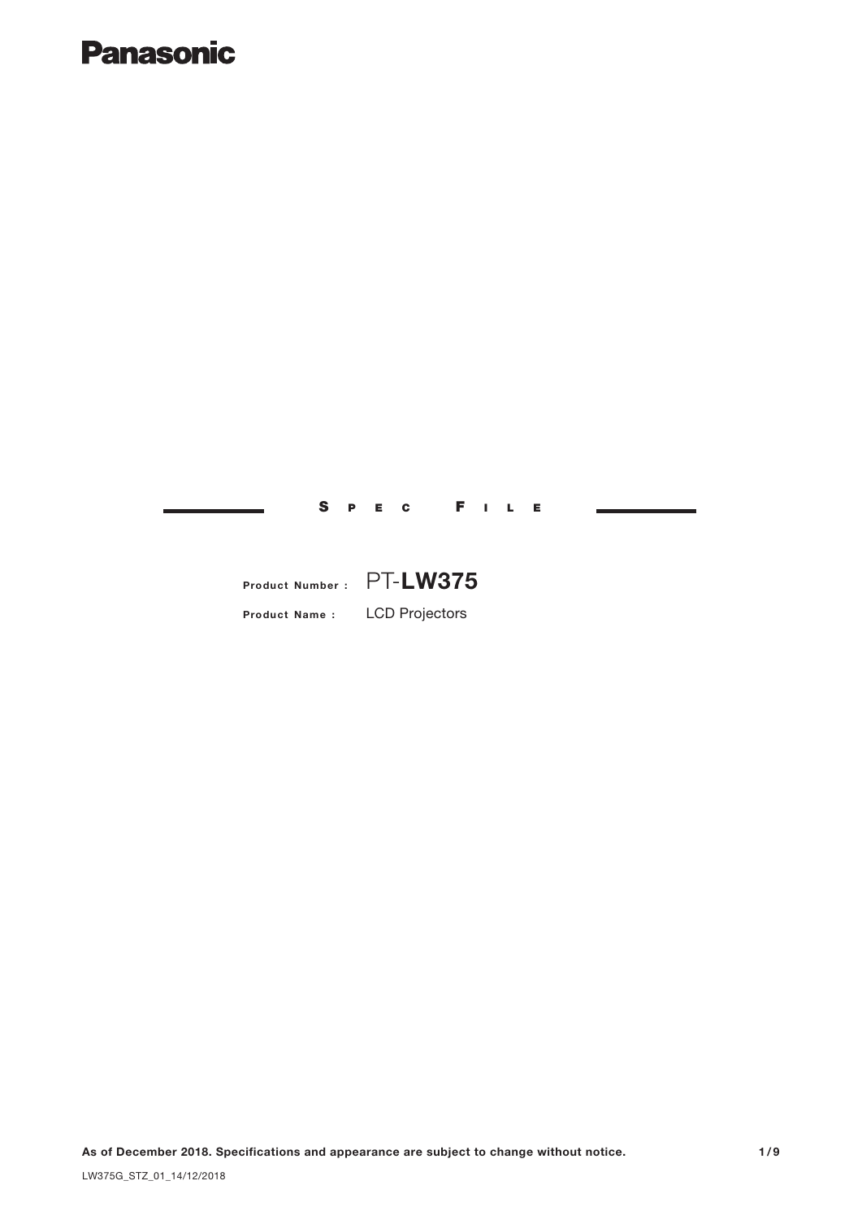**Panasonic**

# Spec File

**Product Number :** PT-**LW375**

**Product Name :** LCD Projectors

**As of December 2018. Specifications and appearance are subject to change without notice.**

LW375G_STZ_01_14/12/2018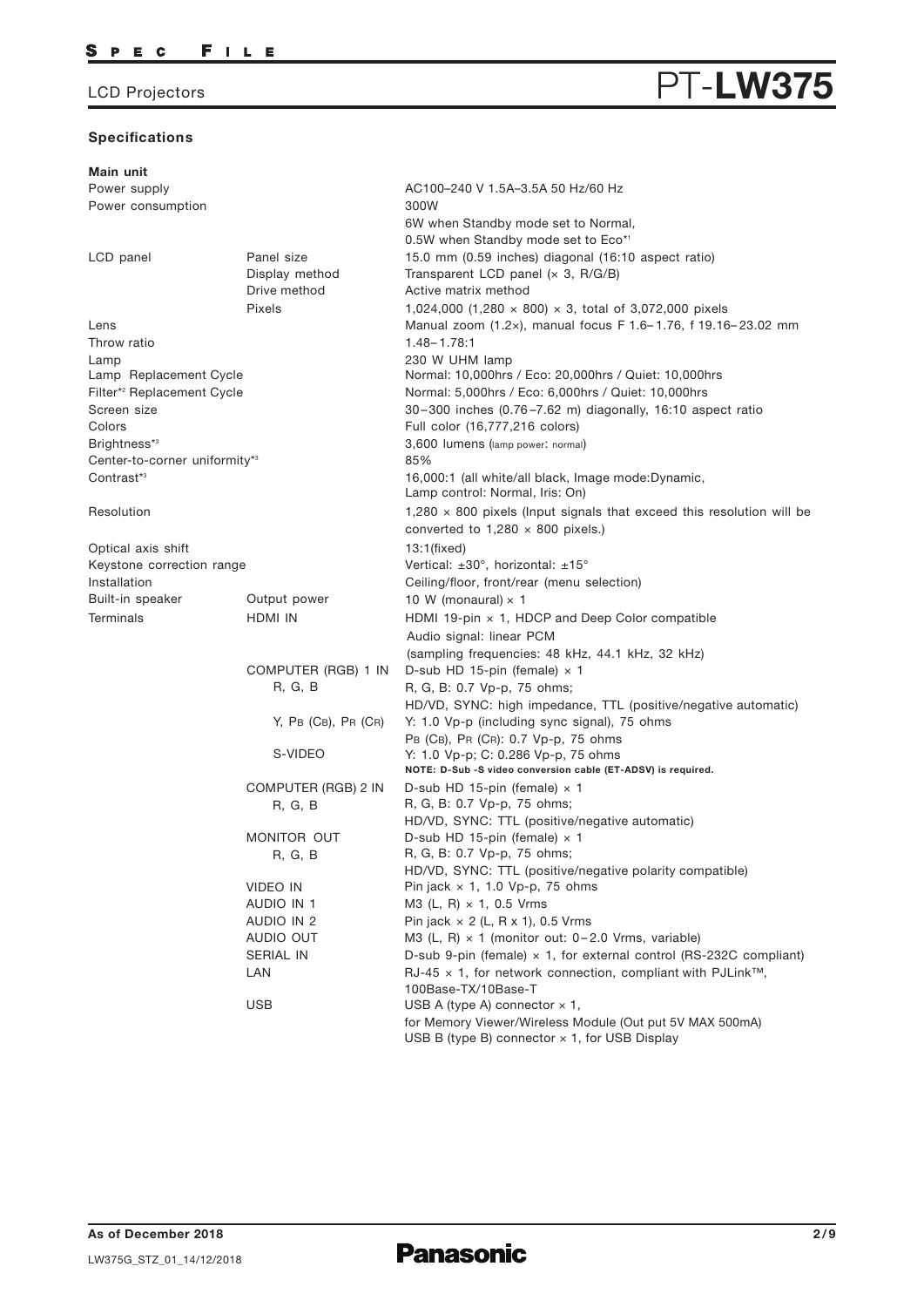# LCD Projectors PT-LW375

## Specifications

### Main unit

| | | |
|---|---|---|
| Power supply | | AC100–240 V 1.5A–3.5A 50 Hz/60 Hz |
| Power consumption | | 300W<br>6W when Standby mode set to Normal,<br>0.5W when Standby mode set to Eco*[1] |
| LCD panel | Panel size | 15.0 mm (0.59 inches) diagonal (16:10 aspect ratio) |
| | Display method | Transparent LCD panel (× 3, R/G/B) |
| | Drive method | Active matrix method |
| | Pixels | 1,024,000 (1,280 × 800) × 3, total of 3,072,000 pixels |
| Lens | | Manual zoom (1.2×), manual focus F 1.6–1.76, f 19.16–23.02 mm |
| Throw ratio | | 1.48–1.78:1 |
| Lamp | | 230 W UHM lamp |
| Lamp Replacement Cycle | | Normal: 10,000hrs / Eco: 20,000hrs / Quiet: 10,000hrs |
| Filter*[2] Replacement Cycle | | Normal: 5,000hrs / Eco: 6,000hrs / Quiet: 10,000hrs |
| Screen size | | 30–300 inches (0.76–7.62 m) diagonally, 16:10 aspect ratio |
| Colors | | Full color (16,777,216 colors) |
| Brightness*[3] | | 3,600 lumens (lamp power: normal) |
| Center-to-corner uniformity*[3] | | 85% |
| Contrast*[3] | | 16,000:1 (all white/all black, Image mode:Dynamic, Lamp control: Normal, Iris: On) |
| Resolution | | 1,280 × 800 pixels (Input signals that exceed this resolution will be converted to 1,280 × 800 pixels.) |
| Optical axis shift | | 13:1(fixed) |
| Keystone correction range | | Vertical: ±30°, horizontal: ±15° |
| Installation | | Ceiling/floor, front/rear (menu selection) |
| Built-in speaker | Output power | 10 W (monaural) × 1 |
| Terminals | HDMI IN | HDMI 19-pin × 1, HDCP and Deep Color compatible<br>Audio signal: linear PCM<br>(sampling frequencies: 48 kHz, 44.1 kHz, 32 kHz) |
| | COMPUTER (RGB) 1 IN<br>R, G, B | D-sub HD 15-pin (female) × 1<br>R, G, B: 0.7 Vp-p, 75 ohms;<br>HD/VD, SYNC: high impedance, TTL (positive/negative automatic) |
| | Y, PB (CB), PR (CR) | Y: 1.0 Vp-p (including sync signal), 75 ohms<br>PB (CB), PR (CR): 0.7 Vp-p, 75 ohms |
| | S-VIDEO | Y: 1.0 Vp-p; C: 0.286 Vp-p, 75 ohms<br>**NOTE: D-Sub -S video conversion cable (ET-ADSV) is required.** |
| | COMPUTER (RGB) 2 IN<br>R, G, B | D-sub HD 15-pin (female) × 1<br>R, G, B: 0.7 Vp-p, 75 ohms;<br>HD/VD, SYNC: TTL (positive/negative automatic) |
| | MONITOR OUT<br>R, G, B | D-sub HD 15-pin (female) × 1<br>R, G, B: 0.7 Vp-p, 75 ohms;<br>HD/VD, SYNC: TTL (positive/negative polarity compatible) |
| | VIDEO IN | Pin jack × 1, 1.0 Vp-p, 75 ohms |
| | AUDIO IN 1 | M3 (L, R) × 1, 0.5 Vrms |
| | AUDIO IN 2 | Pin jack × 2 (L, R x 1), 0.5 Vrms |
| | AUDIO OUT | M3 (L, R) × 1 (monitor out: 0–2.0 Vrms, variable) |
| | SERIAL IN | D-sub 9-pin (female) × 1, for external control (RS-232C compliant) |
| | LAN | RJ-45 × 1, for network connection, compliant with PJLink™, 100Base-TX/10Base-T |
| | USB | USB A (type A) connector × 1,<br>for Memory Viewer/Wireless Module (Out put 5V MAX 500mA)<br>USB B (type B) connector × 1, for USB Display |

**As of December 2018**

LW375G_STZ_01_14/12/2018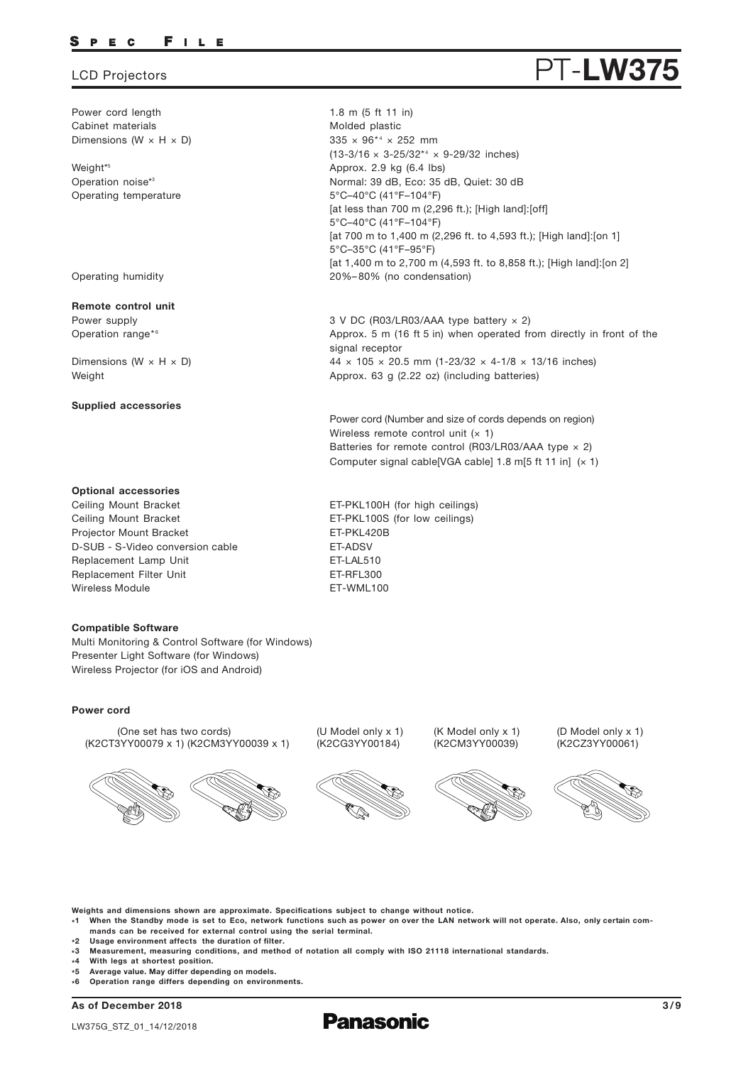## LCD Projectors PT-LW375

| | |
|---|---|
| Power cord length | 1.8 m (5 ft 11 in) |
| Cabinet materials | Molded plastic |
| Dimensions (W × H × D) | 335 × 96*4 × 252 mm<br>(13-3/16 × 3-25/32*4 × 9-29/32 inches) |
| Weight*5 | Approx. 2.9 kg (6.4 lbs) |
| Operation noise*3 | Normal: 39 dB, Eco: 35 dB, Quiet: 30 dB |
| Operating temperature | 5°C–40°C (41°F–104°F)<br>[at less than 700 m (2,296 ft.); [High land]:[off]<br>5°C–40°C (41°F–104°F)<br>[at 700 m to 1,400 m (2,296 ft. to 4,593 ft.); [High land]:[on 1]<br>5°C–35°C (41°F–95°F)<br>[at 1,400 m to 2,700 m (4,593 ft. to 8,858 ft.); [High land]:[on 2] |
| Operating humidity | 20%–80% (no condensation) |

### Remote control unit

| | |
|---|---|
| Power supply | 3 V DC (R03/LR03/AAA type battery × 2) |
| Operation range*6 | Approx. 5 m (16 ft 5 in) when operated from directly in front of the signal receptor |
| Dimensions (W × H × D) | 44 × 105 × 20.5 mm (1-23/32 × 4-1/8 × 13/16 inches) |
| Weight | Approx. 63 g (2.22 oz) (including batteries) |

### Supplied accessories

Power cord (Number and size of cords depends on region)
Wireless remote control unit (× 1)
Batteries for remote control (R03/LR03/AAA type × 2)
Computer signal cable[VGA cable] 1.8 m[5 ft 11 in] (× 1)

### Optional accessories

| | |
|---|---|
| Ceiling Mount Bracket | ET-PKL100H (for high ceilings) |
| Ceiling Mount Bracket | ET-PKL100S (for low ceilings) |
| Projector Mount Bracket | ET-PKL420B |
| D-SUB - S-Video conversion cable | ET-ADSV |
| Replacement Lamp Unit | ET-LAL510 |
| Replacement Filter Unit | ET-RFL300 |
| Wireless Module | ET-WML100 |

### Compatible Software

Multi Monitoring & Control Software (for Windows)
Presenter Light Software (for Windows)
Wireless Projector (for iOS and Android)

### Power cord

(One set has two cords) (K2CT3YY00079 x 1) (K2CM3YY00039 x 1)

(U Model only x 1) (K2CG3YY00184)

(K Model only x 1) (K2CM3YY00039)

(D Model only x 1) (K2CZ3YY00061)

**Weights and dimensions shown are approximate. Specifications subject to change without notice.**

**\*1 When the Standby mode is set to Eco, network functions such as power on over the LAN network will not operate. Also, only certain commands can be received for external control using the serial terminal.**
**\*2 Usage environment affects the duration of filter.**
**\*3 Measurement, measuring conditions, and method of notation all comply with ISO 21118 international standards.**
**\*4 With legs at shortest position.**
**\*5 Average value. May differ depending on models.**
**\*6 Operation range differs depending on environments.**

**As of December 2018**

LW375G_STZ_01_14/12/2018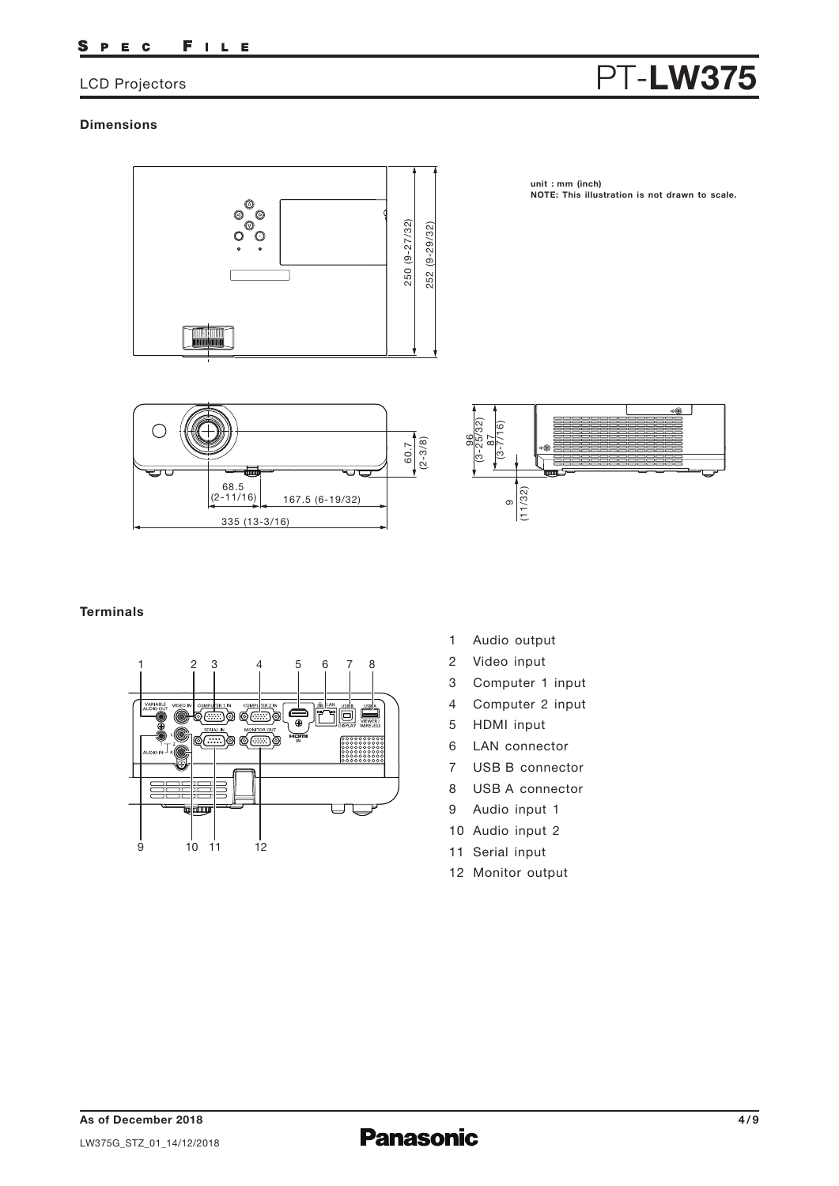## Dimensions

unit : mm (inch)
**NOTE: This illustration is not drawn to scale.**

250 (9-27/32)
252 (9-29/32)
60.7 (2-3/8)
68.5 (2-11/16)
167.5 (6-19/32)
335 (13-3/16)
96 (3-25/32)
87 (3-7/16)
9 (11/32)

## Terminals

1. Audio output
2. Video input
3. Computer 1 input
4. Computer 2 input
5. HDMI input
6. LAN connector
7. USB B connector
8. USB A connector
9. Audio input 1
10. Audio input 2
11. Serial input
12. Monitor output

**As of December 2018**

LW375G_STZ_01_14/12/2018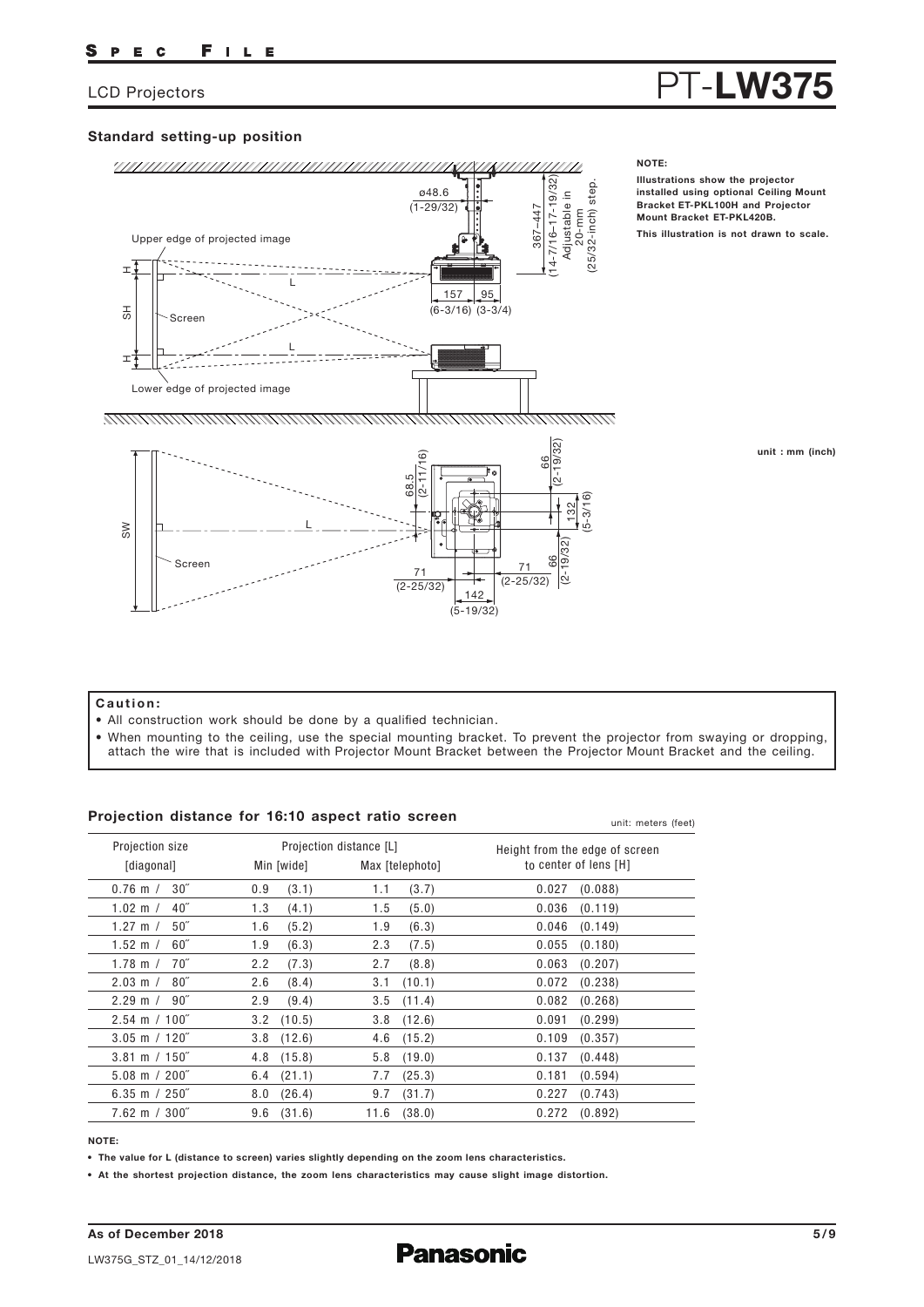## Standard setting-up position

**NOTE:**

**Illustrations show the projector installed using optional Ceiling Mount Bracket ET-PKL100H and Projector Mount Bracket ET-PKL420B.**

**This illustration is not drawn to scale.**

unit : mm (inch)

Upper edge of projected image

Lower edge of projected image

Screen

ø48.6 (1-29/32)

367–447 (14-7/16–17-19/32) Adjustable in 20-mm (25/32-inch) step.

157 (6-3/16) 95 (3-3/4)

68.5 (2-11/16) 66 (2-19/32) 132 (5-3/16) 66 (2-19/32)

71 (2-25/32) 71 (2-25/32) 142 (5-19/32)

**Caution:**

- All construction work should be done by a qualified technician.
- When mounting to the ceiling, use the special mounting bracket. To prevent the projector from swaying or dropping, attach the wire that is included with Projector Mount Bracket between the Projector Mount Bracket and the ceiling.

## Projection distance for 16:10 aspect ratio screen

unit: meters (feet)

| Projection size [diagonal] | Projection distance [L] Min [wide] | Projection distance [L] Max [telephoto] | Height from the edge of screen to center of lens [H] |
|---|---|---|---|
| 0.76 m / 30″ | 0.9 (3.1) | 1.1 (3.7) | 0.027 (0.088) |
| 1.02 m / 40″ | 1.3 (4.1) | 1.5 (5.0) | 0.036 (0.119) |
| 1.27 m / 50″ | 1.6 (5.2) | 1.9 (6.3) | 0.046 (0.149) |
| 1.52 m / 60″ | 1.9 (6.3) | 2.3 (7.5) | 0.055 (0.180) |
| 1.78 m / 70″ | 2.2 (7.3) | 2.7 (8.8) | 0.063 (0.207) |
| 2.03 m / 80″ | 2.6 (8.4) | 3.1 (10.1) | 0.072 (0.238) |
| 2.29 m / 90″ | 2.9 (9.4) | 3.5 (11.4) | 0.082 (0.268) |
| 2.54 m / 100″ | 3.2 (10.5) | 3.8 (12.6) | 0.091 (0.299) |
| 3.05 m / 120″ | 3.8 (12.6) | 4.6 (15.2) | 0.109 (0.357) |
| 3.81 m / 150″ | 4.8 (15.8) | 5.8 (19.0) | 0.137 (0.448) |
| 5.08 m / 200″ | 6.4 (21.1) | 7.7 (25.3) | 0.181 (0.594) |
| 6.35 m / 250″ | 8.0 (26.4) | 9.7 (31.7) | 0.227 (0.743) |
| 7.62 m / 300″ | 9.6 (31.6) | 11.6 (38.0) | 0.272 (0.892) |

**NOTE:**

- **The value for L (distance to screen) varies slightly depending on the zoom lens characteristics.**
- **At the shortest projection distance, the zoom lens characteristics may cause slight image distortion.**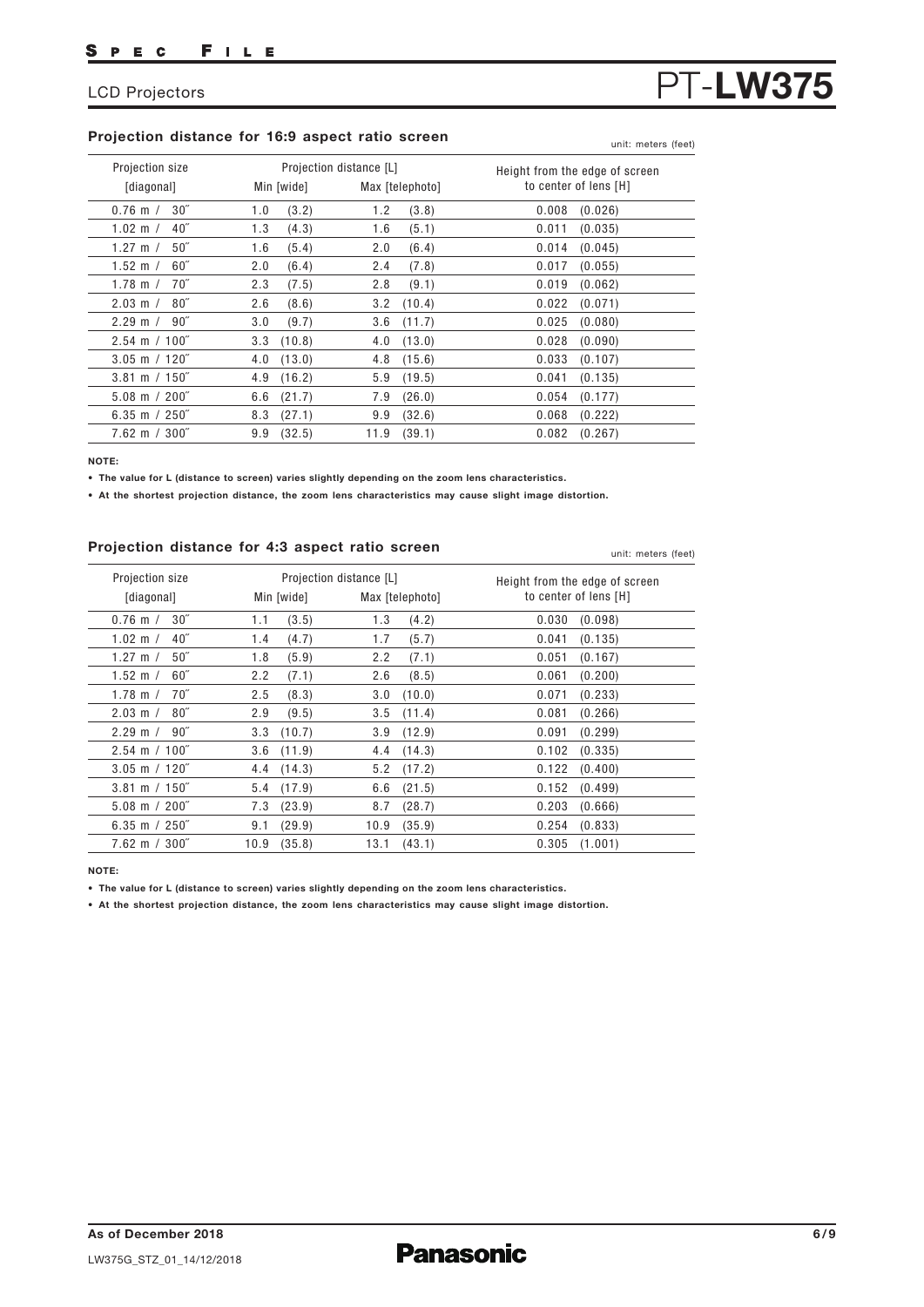## Projection distance for 16:9 aspect ratio screen

unit: meters (feet)

| Projection size [diagonal] | Projection distance [L] Min [wide] | Projection distance [L] Max [telephoto] | Height from the edge of screen to center of lens [H] |
|---|---|---|---|
| 0.76 m / 30″ | 1.0 (3.2) | 1.2 (3.8) | 0.008 (0.026) |
| 1.02 m / 40″ | 1.3 (4.3) | 1.6 (5.1) | 0.011 (0.035) |
| 1.27 m / 50″ | 1.6 (5.4) | 2.0 (6.4) | 0.014 (0.045) |
| 1.52 m / 60″ | 2.0 (6.4) | 2.4 (7.8) | 0.017 (0.055) |
| 1.78 m / 70″ | 2.3 (7.5) | 2.8 (9.1) | 0.019 (0.062) |
| 2.03 m / 80″ | 2.6 (8.6) | 3.2 (10.4) | 0.022 (0.071) |
| 2.29 m / 90″ | 3.0 (9.7) | 3.6 (11.7) | 0.025 (0.080) |
| 2.54 m / 100″ | 3.3 (10.8) | 4.0 (13.0) | 0.028 (0.090) |
| 3.05 m / 120″ | 4.0 (13.0) | 4.8 (15.6) | 0.033 (0.107) |
| 3.81 m / 150″ | 4.9 (16.2) | 5.9 (19.5) | 0.041 (0.135) |
| 5.08 m / 200″ | 6.6 (21.7) | 7.9 (26.0) | 0.054 (0.177) |
| 6.35 m / 250″ | 8.3 (27.1) | 9.9 (32.6) | 0.068 (0.222) |
| 7.62 m / 300″ | 9.9 (32.5) | 11.9 (39.1) | 0.082 (0.267) |

**NOTE:**

- **The value for L (distance to screen) varies slightly depending on the zoom lens characteristics.**
- **At the shortest projection distance, the zoom lens characteristics may cause slight image distortion.**

## Projection distance for 4:3 aspect ratio screen

unit: meters (feet)

| Projection size [diagonal] | Projection distance [L] Min [wide] | Projection distance [L] Max [telephoto] | Height from the edge of screen to center of lens [H] |
|---|---|---|---|
| 0.76 m / 30″ | 1.1 (3.5) | 1.3 (4.2) | 0.030 (0.098) |
| 1.02 m / 40″ | 1.4 (4.7) | 1.7 (5.7) | 0.041 (0.135) |
| 1.27 m / 50″ | 1.8 (5.9) | 2.2 (7.1) | 0.051 (0.167) |
| 1.52 m / 60″ | 2.2 (7.1) | 2.6 (8.5) | 0.061 (0.200) |
| 1.78 m / 70″ | 2.5 (8.3) | 3.0 (10.0) | 0.071 (0.233) |
| 2.03 m / 80″ | 2.9 (9.5) | 3.5 (11.4) | 0.081 (0.266) |
| 2.29 m / 90″ | 3.3 (10.7) | 3.9 (12.9) | 0.091 (0.299) |
| 2.54 m / 100″ | 3.6 (11.9) | 4.4 (14.3) | 0.102 (0.335) |
| 3.05 m / 120″ | 4.4 (14.3) | 5.2 (17.2) | 0.122 (0.400) |
| 3.81 m / 150″ | 5.4 (17.9) | 6.6 (21.5) | 0.152 (0.499) |
| 5.08 m / 200″ | 7.3 (23.9) | 8.7 (28.7) | 0.203 (0.666) |
| 6.35 m / 250″ | 9.1 (29.9) | 10.9 (35.9) | 0.254 (0.833) |
| 7.62 m / 300″ | 10.9 (35.8) | 13.1 (43.1) | 0.305 (1.001) |

**NOTE:**

- **The value for L (distance to screen) varies slightly depending on the zoom lens characteristics.**
- **At the shortest projection distance, the zoom lens characteristics may cause slight image distortion.**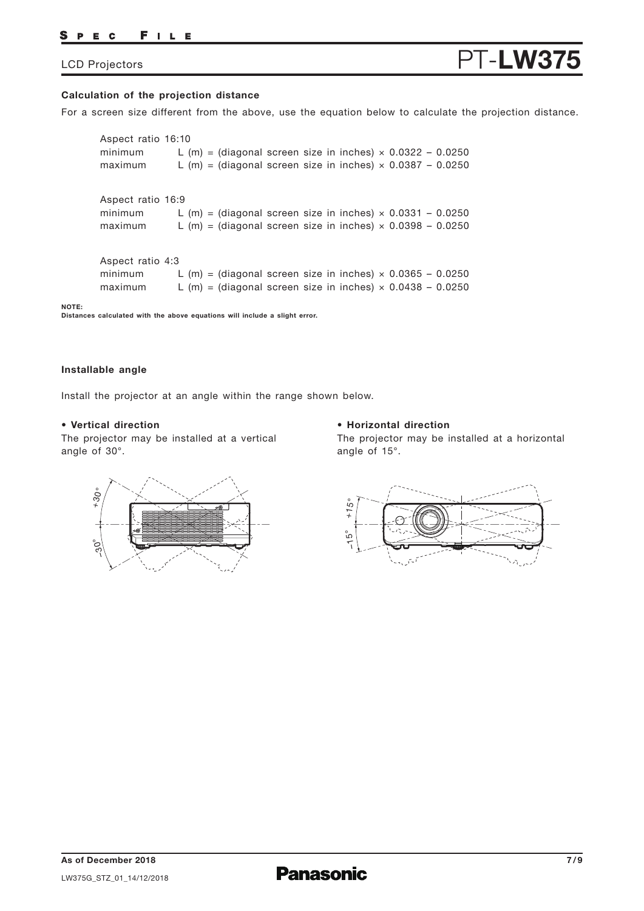### Calculation of the projection distance

For a screen size different from the above, use the equation below to calculate the projection distance.

Aspect ratio 16:10

minimum L (m) = (diagonal screen size in inches) × 0.0322 – 0.0250

maximum L (m) = (diagonal screen size in inches) × 0.0387 – 0.0250

Aspect ratio 16:9

minimum L (m) = (diagonal screen size in inches) × 0.0331 – 0.0250

maximum L (m) = (diagonal screen size in inches) × 0.0398 – 0.0250

Aspect ratio 4:3

minimum L (m) = (diagonal screen size in inches) × 0.0365 – 0.0250

maximum L (m) = (diagonal screen size in inches) × 0.0438 – 0.0250

**NOTE:**
**Distances calculated with the above equations will include a slight error.**

### Installable angle

Install the projector at an angle within the range shown below.

- **Vertical direction**

The projector may be installed at a vertical angle of 30°.

- **Horizontal direction**

The projector may be installed at a horizontal angle of 15°.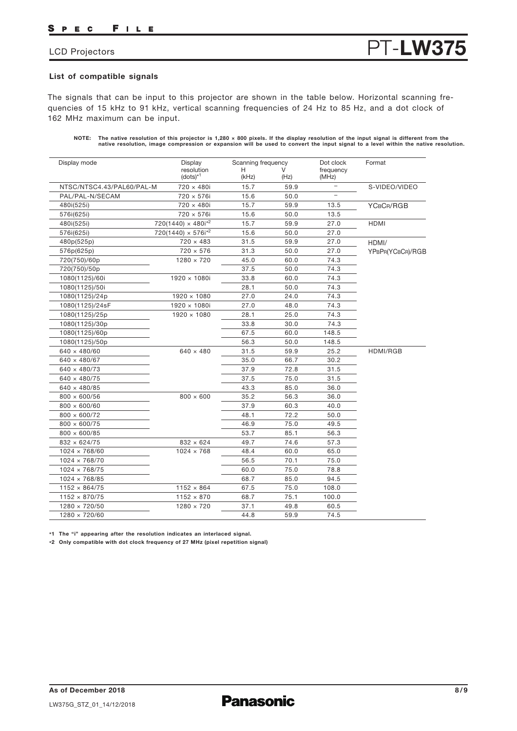LCD Projectors

# PT-LW375

## List of compatible signals

The signals that can be input to this projector are shown in the table below. Horizontal scanning frequencies of 15 kHz to 91 kHz, vertical scanning frequencies of 24 Hz to 85 Hz, and a dot clock of 162 MHz maximum can be input.

**NOTE: The native resolution of this projector is 1,280 × 800 pixels. If the display resolution of the input signal is different from the native resolution, image compression or expansion will be used to convert the input signal to a level within the native resolution.**

| Display mode | Display resolution (dots)*1 | Scanning frequency H (kHz) | Scanning frequency V (Hz) | Dot clock frequency (MHz) | Format |
|---|---|---|---|---|---|
| NTSC/NTSC4.43/PAL60/PAL-M | 720 × 480i | 15.7 | 59.9 | – | S-VIDEO/VIDEO |
| PAL/PAL-N/SECAM | 720 × 576i | 15.6 | 50.0 | – | |
| 480i(525i) | 720 × 480i | 15.7 | 59.9 | 13.5 | YCBCR/RGB |
| 576i(625i) | 720 × 576i | 15.6 | 50.0 | 13.5 | |
| 480i(525i) | 720(1440) × 480i*2 | 15.7 | 59.9 | 27.0 | HDMI |
| 576i(625i) | 720(1440) × 576i*2 | 15.6 | 50.0 | 27.0 | |
| 480p(525p) | 720 × 483 | 31.5 | 59.9 | 27.0 | HDMI/ YPBPR(YCBCR)/RGB |
| 576p(625p) | 720 × 576 | 31.3 | 50.0 | 27.0 | |
| 720(750)/60p | 1280 × 720 | 45.0 | 60.0 | 74.3 | |
| 720(750)/50p | | 37.5 | 50.0 | 74.3 | |
| 1080(1125)/60i | 1920 × 1080i | 33.8 | 60.0 | 74.3 | |
| 1080(1125)/50i | | 28.1 | 50.0 | 74.3 | |
| 1080(1125)/24p | 1920 × 1080 | 27.0 | 24.0 | 74.3 | |
| 1080(1125)/24sF | 1920 × 1080i | 27.0 | 48.0 | 74.3 | |
| 1080(1125)/25p | 1920 × 1080 | 28.1 | 25.0 | 74.3 | |
| 1080(1125)/30p | | 33.8 | 30.0 | 74.3 | |
| 1080(1125)/60p | | 67.5 | 60.0 | 148.5 | |
| 1080(1125)/50p | | 56.3 | 50.0 | 148.5 | |
| 640 × 480/60 | 640 × 480 | 31.5 | 59.9 | 25.2 | HDMI/RGB |
| 640 × 480/67 | | 35.0 | 66.7 | 30.2 | |
| 640 × 480/73 | | 37.9 | 72.8 | 31.5 | |
| 640 × 480/75 | | 37.5 | 75.0 | 31.5 | |
| 640 × 480/85 | | 43.3 | 85.0 | 36.0 | |
| 800 × 600/56 | 800 × 600 | 35.2 | 56.3 | 36.0 | |
| 800 × 600/60 | | 37.9 | 60.3 | 40.0 | |
| 800 × 600/72 | | 48.1 | 72.2 | 50.0 | |
| 800 × 600/75 | | 46.9 | 75.0 | 49.5 | |
| 800 × 600/85 | | 53.7 | 85.1 | 56.3 | |
| 832 × 624/75 | 832 × 624 | 49.7 | 74.6 | 57.3 | |
| 1024 × 768/60 | 1024 × 768 | 48.4 | 60.0 | 65.0 | |
| 1024 × 768/70 | | 56.5 | 70.1 | 75.0 | |
| 1024 × 768/75 | | 60.0 | 75.0 | 78.8 | |
| 1024 × 768/85 | | 68.7 | 85.0 | 94.5 | |
| 1152 × 864/75 | 1152 × 864 | 67.5 | 75.0 | 108.0 | |
| 1152 × 870/75 | 1152 × 870 | 68.7 | 75.1 | 100.0 | |
| 1280 × 720/50 | 1280 × 720 | 37.1 | 49.8 | 60.5 | |
| 1280 × 720/60 | | 44.8 | 59.9 | 74.5 | |

**\*1 The "i" appearing after the resolution indicates an interlaced signal.**

**\*2 Only compatible with dot clock frequency of 27 MHz (pixel repetition signal)**

**As of December 2018**

LW375G_STZ_01_14/12/2018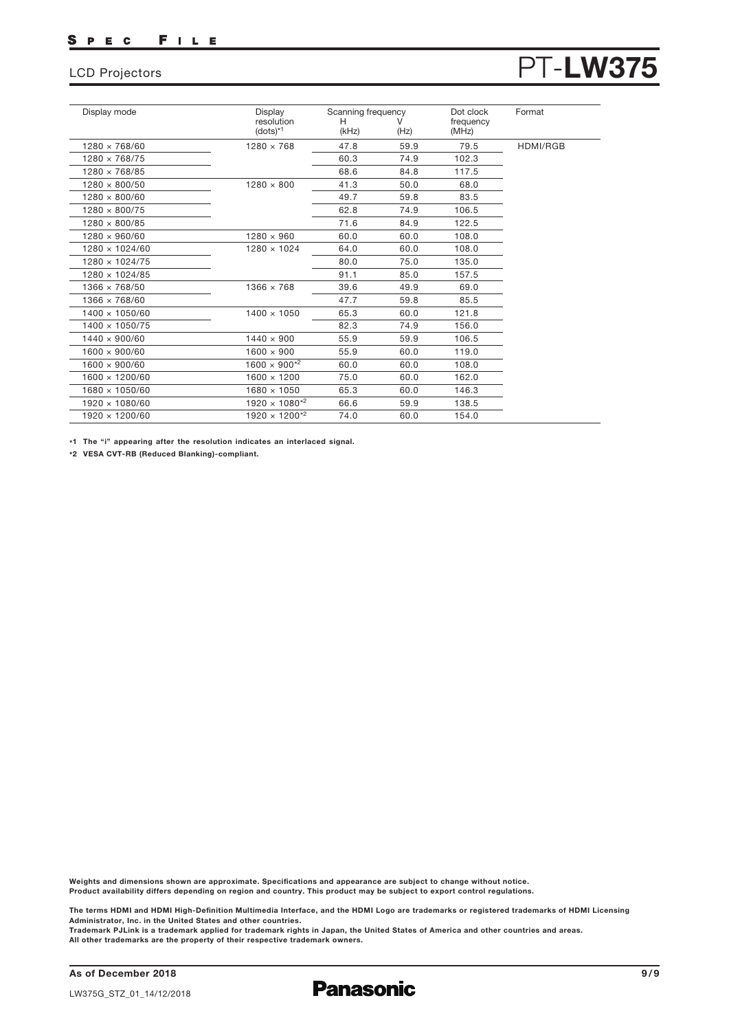| Display mode | Display resolution (dots)*1 | Scanning frequency H (kHz) | V (Hz) | Dot clock frequency (MHz) | Format |
|---|---|---|---|---|---|
| 1280 × 768/60 | 1280 × 768 | 47.8 | 59.9 | 79.5 | HDMI/RGB |
| 1280 × 768/75 | | 60.3 | 74.9 | 102.3 | |
| 1280 × 768/85 | | 68.6 | 84.8 | 117.5 | |
| 1280 × 800/50 | 1280 × 800 | 41.3 | 50.0 | 68.0 | |
| 1280 × 800/60 | | 49.7 | 59.8 | 83.5 | |
| 1280 × 800/75 | | 62.8 | 74.9 | 106.5 | |
| 1280 × 800/85 | | 71.6 | 84.9 | 122.5 | |
| 1280 × 960/60 | 1280 × 960 | 60.0 | 60.0 | 108.0 | |
| 1280 × 1024/60 | 1280 × 1024 | 64.0 | 60.0 | 108.0 | |
| 1280 × 1024/75 | | 80.0 | 75.0 | 135.0 | |
| 1280 × 1024/85 | | 91.1 | 85.0 | 157.5 | |
| 1366 × 768/50 | 1366 × 768 | 39.6 | 49.9 | 69.0 | |
| 1366 × 768/60 | | 47.7 | 59.8 | 85.5 | |
| 1400 × 1050/60 | 1400 × 1050 | 65.3 | 60.0 | 121.8 | |
| 1400 × 1050/75 | | 82.3 | 74.9 | 156.0 | |
| 1440 × 900/60 | 1440 × 900 | 55.9 | 59.9 | 106.5 | |
| 1600 × 900/60 | 1600 × 900 | 55.9 | 60.0 | 119.0 | |
| 1600 × 900/60 | 1600 × 900*2 | 60.0 | 60.0 | 108.0 | |
| 1600 × 1200/60 | 1600 × 1200 | 75.0 | 60.0 | 162.0 | |
| 1680 × 1050/60 | 1680 × 1050 | 65.3 | 60.0 | 146.3 | |
| 1920 × 1080/60 | 1920 × 1080*2 | 66.6 | 59.9 | 138.5 | |
| 1920 × 1200/60 | 1920 × 1200*2 | 74.0 | 60.0 | 154.0 | |

**\*1 The "i" appearing after the resolution indicates an interlaced signal.**

**\*2 VESA CVT-RB (Reduced Blanking)-compliant.**

**Weights and dimensions shown are approximate. Specifications and appearance are subject to change without notice.**
**Product availability differs depending on region and country. This product may be subject to export control regulations.**

**The terms HDMI and HDMI High-Definition Multimedia Interface, and the HDMI Logo are trademarks or registered trademarks of HDMI Licensing Administrator, Inc. in the United States and other countries.**
**Trademark PJLink is a trademark applied for trademark rights in Japan, the United States of America and other countries and areas.**
**All other trademarks are the property of their respective trademark owners.**

**As of December 2018**

LW375G_STZ_01_14/12/2018

**Panasonic**